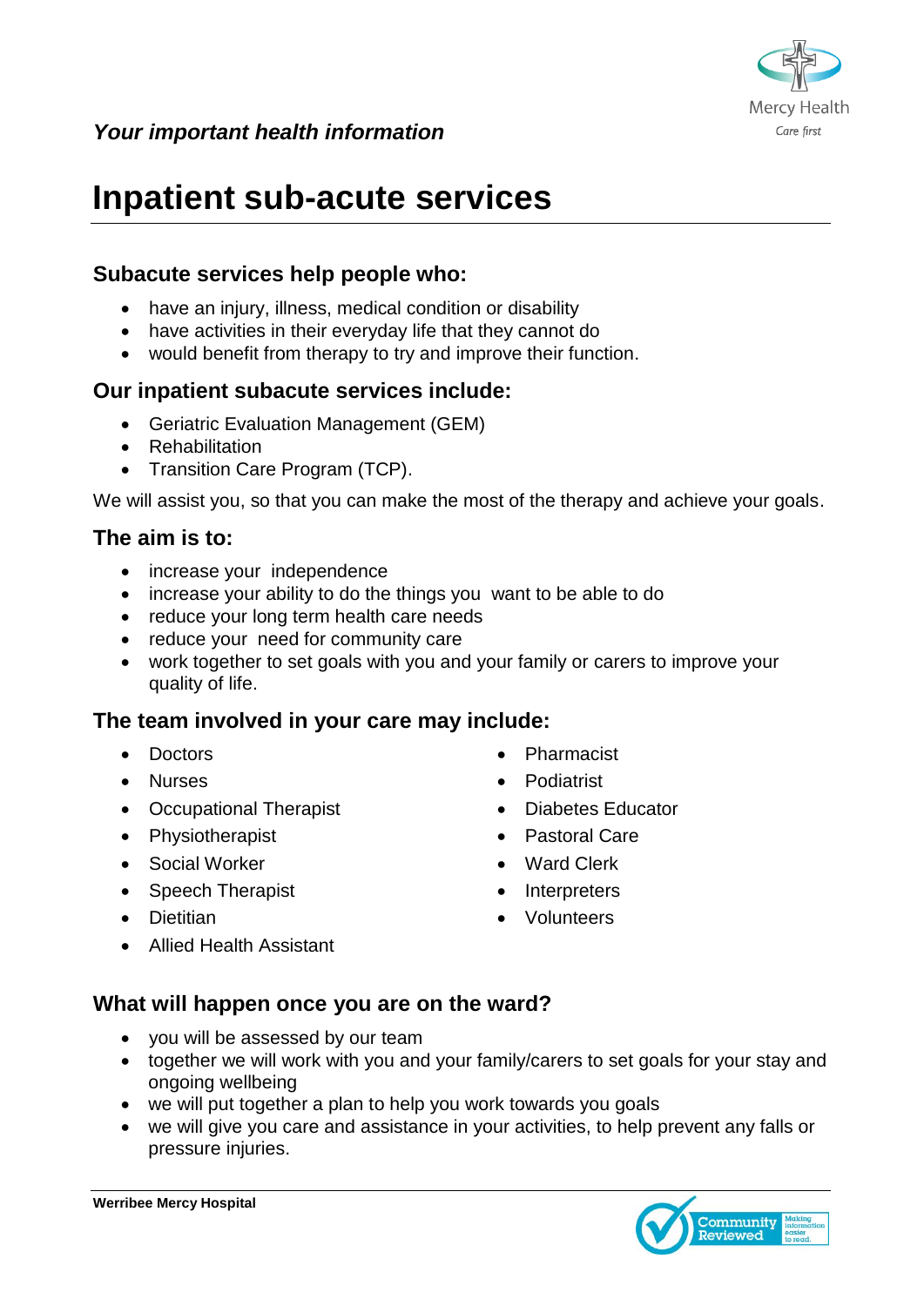*Your important health information*

# Inpatient sub-acute services

## Subacute services help people who:

- have an injury, illness, medical condition or disability
- have activities in their everyday life that they cannot do
- would benefit from therapy to try and improve their function.

## Our inpatient subacute services include:

- Geriatric Evaluation Management (GEM)
- Rehabilitation
- Transition Care Program (TCP).

We will assist you, so that you can make the most of the therapy and achieve your goals.

## The aim is to:

- increase your independence
- increase your ability to do the things you want to be able to do
- reduce your long term health care needs
- reduce your need for community care
- work together to set goals with you and your family or carers to improve your quality of life.

## The team involved in your care may include:

- Doctors
- Nurses
- Occupational Therapist
- Physiotherapist
- Social Worker
- Speech Therapist
- Dietitian
- Allied Health Assistant
- Pharmacist
- Podiatrist
- Diabetes Educator
- Pastoral Care
- Ward Clerk
- Interpreters
- Volunteers

## What will happen once you are on the ward?

- you will be assessed by our team
- together we will work with you and your family/carers to set goals for your stay and ongoing wellbeing
- we will put together a plan to help you work towards you goals
- we will give you care and assistance in your activities, to help prevent any falls or pressure injuries.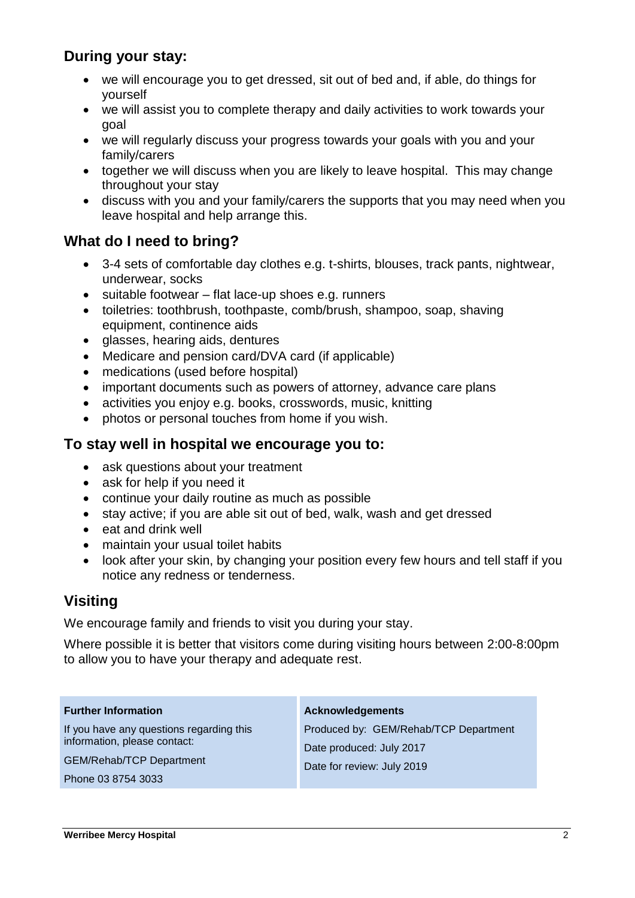## During your stay:

- we will encourage you to get dressed, sit out of bed and, if able, do things for yourself
- we will assist you to complete therapy and daily activities to work towards your goal
- we will regularly discuss your progress towards your goals with you and your family/carers
- together we will discuss when you are likely to leave hospital. This may change throughout your stay
- discuss with you and your family/carers the supports that you may need when you leave hospital and help arrange this.

## What do I need to bring?

- 3-4 sets of comfortable day clothes e.g. t-shirts, blouses, track pants, nightwear, underwear, socks
- suitable footwear – flat lace-up shoes e.g. runners
- toiletries: toothbrush, toothpaste, comb/brush, shampoo, soap, shaving equipment, continence aids
- glasses, hearing aids, dentures
- Medicare and pension card/DVA card (if applicable)
- medications (used before hospital)
- important documents such as powers of attorney, advance care plans
- activities you enjoy e.g. books, crosswords, music, knitting
- photos or personal touches from home if you wish.

## To stay well in hospital we encourage you to:

- ask questions about your treatment
- ask for help if you need it
- continue your daily routine as much as possible
- stay active; if you are able sit out of bed, walk, wash and get dressed
- eat and drink well
- maintain your usual toilet habits
- look after your skin, by changing your position every few hours and tell staff if you notice any redness or tenderness.

## Visiting

We encourage family and friends to visit you during your stay.

Where possible it is better that visitors come during visiting hours between 2:00-8:00pm to allow you to have your therapy and adequate rest.

**Further Information**

If you have any questions regarding this information, please contact:

GEM/Rehab/TCP Department

Phone 03 8754 3033

**Acknowledgements**

Produced by: GEM/Rehab/TCP Department

Date produced: July 2017

Date for review: July 2019